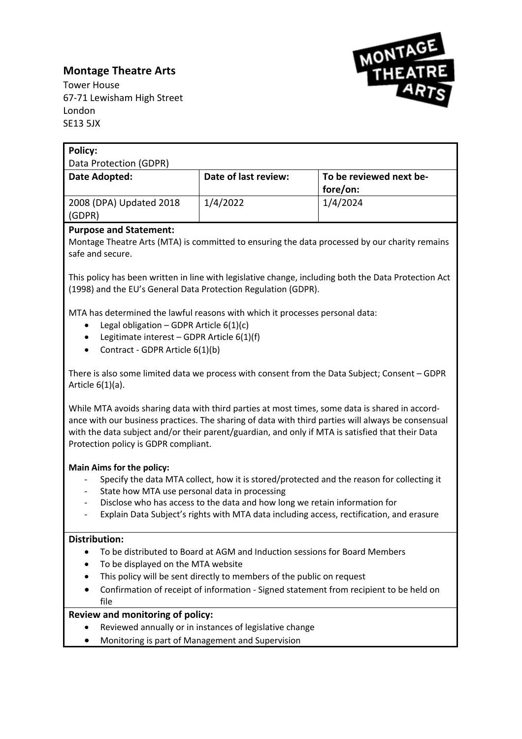# Montage Theatre Arts

Tower House
67-71 Lewisham High Street
London
SE13 5JX

| **Policy:** Data Protection (GDPR) | | |
|---|---|---|
| **Date Adopted:** | **Date of last review:** | **To be reviewed next before/on:** |
| 2008 (DPA) Updated 2018 (GDPR) | 1/4/2022 | 1/4/2024 |

**Purpose and Statement:**

Montage Theatre Arts (MTA) is committed to ensuring the data processed by our charity remains safe and secure.

This policy has been written in line with legislative change, including both the Data Protection Act (1998) and the EU's General Data Protection Regulation (GDPR).

MTA has determined the lawful reasons with which it processes personal data:

- Legal obligation – GDPR Article 6(1)(c)
- Legitimate interest – GDPR Article 6(1)(f)
- Contract - GDPR Article 6(1)(b)

There is also some limited data we process with consent from the Data Subject; Consent – GDPR Article 6(1)(a).

While MTA avoids sharing data with third parties at most times, some data is shared in accordance with our business practices. The sharing of data with third parties will always be consensual with the data subject and/or their parent/guardian, and only if MTA is satisfied that their Data Protection policy is GDPR compliant.

**Main Aims for the policy:**

- Specify the data MTA collect, how it is stored/protected and the reason for collecting it
- State how MTA use personal data in processing
- Disclose who has access to the data and how long we retain information for
- Explain Data Subject's rights with MTA data including access, rectification, and erasure

**Distribution:**

- To be distributed to Board at AGM and Induction sessions for Board Members
- To be displayed on the MTA website
- This policy will be sent directly to members of the public on request
- Confirmation of receipt of information - Signed statement from recipient to be held on file

**Review and monitoring of policy:**

- Reviewed annually or in instances of legislative change
- Monitoring is part of Management and Supervision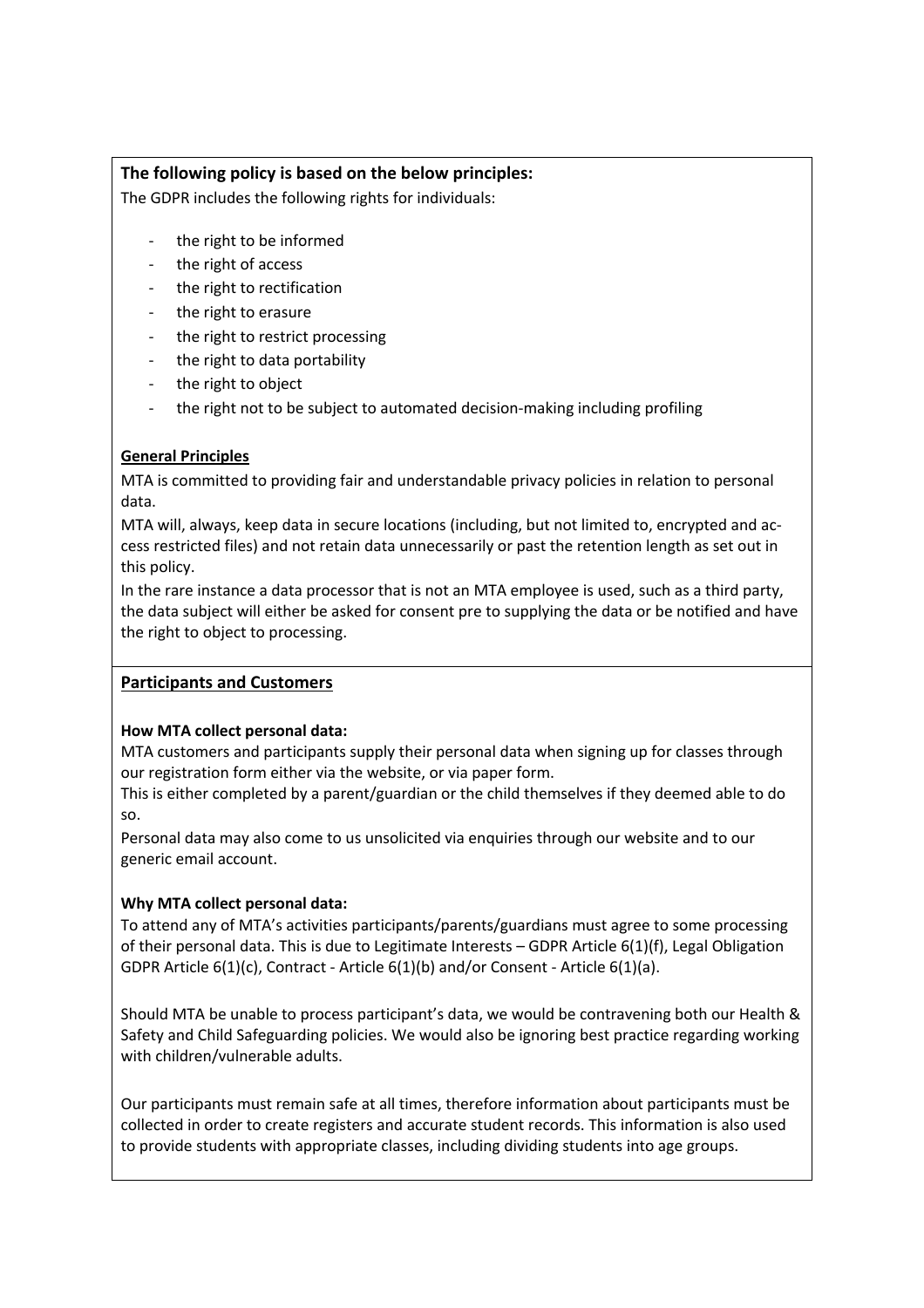**The following policy is based on the below principles:**

The GDPR includes the following rights for individuals:

- the right to be informed
- the right of access
- the right to rectification
- the right to erasure
- the right to restrict processing
- the right to data portability
- the right to object
- the right not to be subject to automated decision-making including profiling

**General Principles**

MTA is committed to providing fair and understandable privacy policies in relation to personal data.

MTA will, always, keep data in secure locations (including, but not limited to, encrypted and access restricted files) and not retain data unnecessarily or past the retention length as set out in this policy.

In the rare instance a data processor that is not an MTA employee is used, such as a third party, the data subject will either be asked for consent pre to supplying the data or be notified and have the right to object to processing.

## Participants and Customers

**How MTA collect personal data:**

MTA customers and participants supply their personal data when signing up for classes through our registration form either via the website, or via paper form.

This is either completed by a parent/guardian or the child themselves if they deemed able to do so.

Personal data may also come to us unsolicited via enquiries through our website and to our generic email account.

**Why MTA collect personal data:**

To attend any of MTA's activities participants/parents/guardians must agree to some processing of their personal data. This is due to Legitimate Interests – GDPR Article 6(1)(f), Legal Obligation GDPR Article 6(1)(c), Contract - Article 6(1)(b) and/or Consent - Article 6(1)(a).

Should MTA be unable to process participant's data, we would be contravening both our Health & Safety and Child Safeguarding policies. We would also be ignoring best practice regarding working with children/vulnerable adults.

Our participants must remain safe at all times, therefore information about participants must be collected in order to create registers and accurate student records. This information is also used to provide students with appropriate classes, including dividing students into age groups.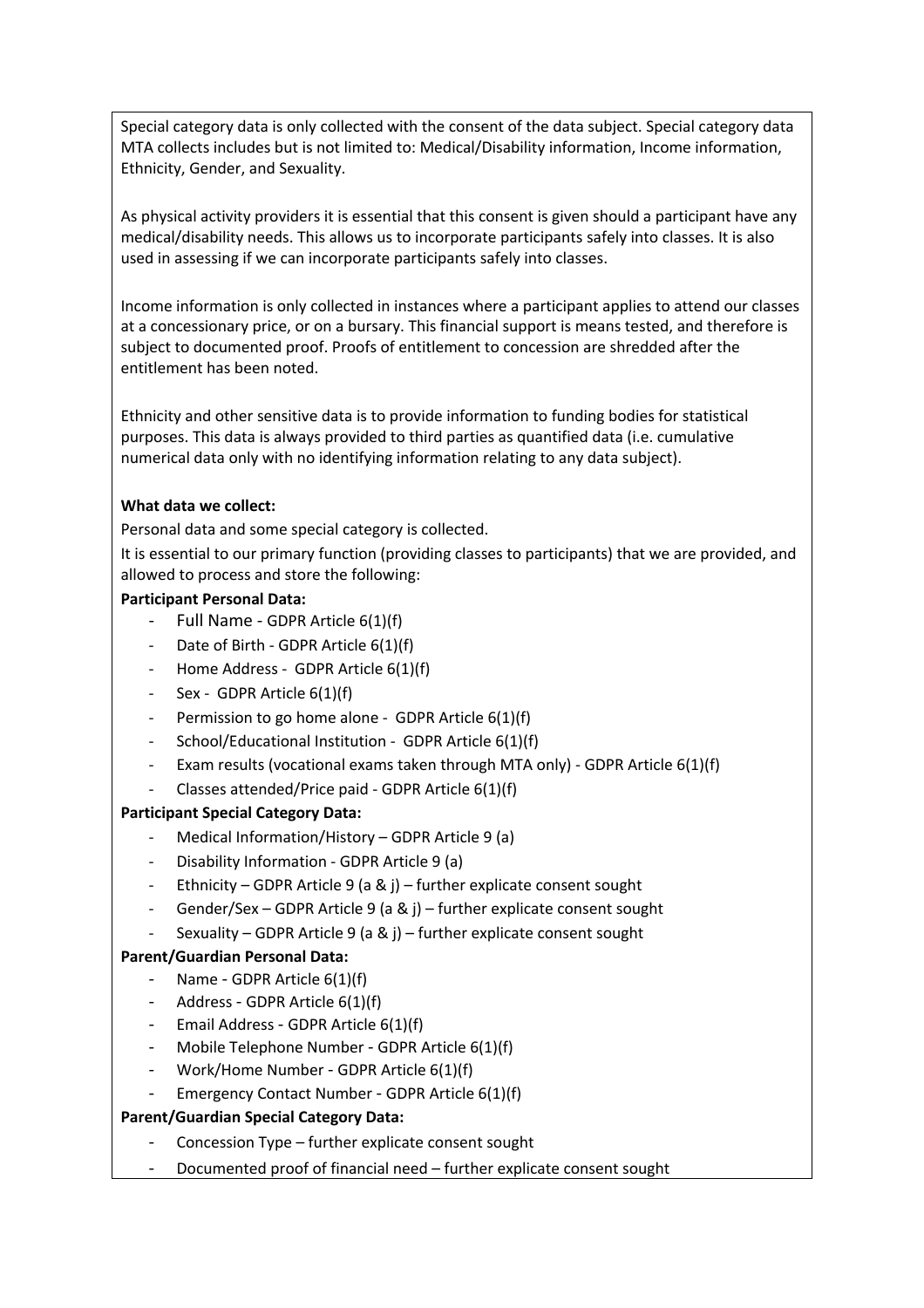Special category data is only collected with the consent of the data subject. Special category data MTA collects includes but is not limited to: Medical/Disability information, Income information, Ethnicity, Gender, and Sexuality.

As physical activity providers it is essential that this consent is given should a participant have any medical/disability needs. This allows us to incorporate participants safely into classes. It is also used in assessing if we can incorporate participants safely into classes.

Income information is only collected in instances where a participant applies to attend our classes at a concessionary price, or on a bursary. This financial support is means tested, and therefore is subject to documented proof. Proofs of entitlement to concession are shredded after the entitlement has been noted.

Ethnicity and other sensitive data is to provide information to funding bodies for statistical purposes. This data is always provided to third parties as quantified data (i.e. cumulative numerical data only with no identifying information relating to any data subject).

**What data we collect:**

Personal data and some special category is collected.

It is essential to our primary function (providing classes to participants) that we are provided, and allowed to process and store the following:

**Participant Personal Data:**

- Full Name - GDPR Article 6(1)(f)
- Date of Birth - GDPR Article 6(1)(f)
- Home Address - GDPR Article 6(1)(f)
- Sex - GDPR Article 6(1)(f)
- Permission to go home alone - GDPR Article 6(1)(f)
- School/Educational Institution - GDPR Article 6(1)(f)
- Exam results (vocational exams taken through MTA only) - GDPR Article 6(1)(f)
- Classes attended/Price paid - GDPR Article 6(1)(f)

**Participant Special Category Data:**

- Medical Information/History – GDPR Article 9 (a)
- Disability Information - GDPR Article 9 (a)
- Ethnicity – GDPR Article 9 (a & j) – further explicate consent sought
- Gender/Sex – GDPR Article 9 (a & j) – further explicate consent sought
- Sexuality – GDPR Article 9 (a & j) – further explicate consent sought

**Parent/Guardian Personal Data:**

- Name - GDPR Article 6(1)(f)
- Address - GDPR Article 6(1)(f)
- Email Address - GDPR Article 6(1)(f)
- Mobile Telephone Number - GDPR Article 6(1)(f)
- Work/Home Number - GDPR Article 6(1)(f)
- Emergency Contact Number - GDPR Article 6(1)(f)

**Parent/Guardian Special Category Data:**

- Concession Type – further explicate consent sought
- Documented proof of financial need – further explicate consent sought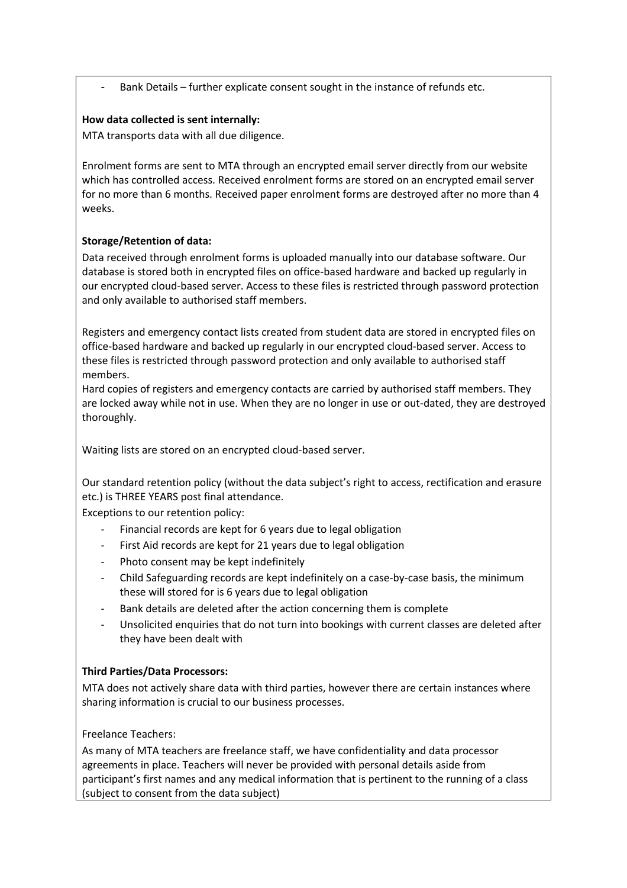- Bank Details – further explicate consent sought in the instance of refunds etc.

**How data collected is sent internally:**

MTA transports data with all due diligence.

Enrolment forms are sent to MTA through an encrypted email server directly from our website which has controlled access. Received enrolment forms are stored on an encrypted email server for no more than 6 months. Received paper enrolment forms are destroyed after no more than 4 weeks.

**Storage/Retention of data:**

Data received through enrolment forms is uploaded manually into our database software. Our database is stored both in encrypted files on office-based hardware and backed up regularly in our encrypted cloud-based server. Access to these files is restricted through password protection and only available to authorised staff members.

Registers and emergency contact lists created from student data are stored in encrypted files on office-based hardware and backed up regularly in our encrypted cloud-based server. Access to these files is restricted through password protection and only available to authorised staff members.

Hard copies of registers and emergency contacts are carried by authorised staff members. They are locked away while not in use. When they are no longer in use or out-dated, they are destroyed thoroughly.

Waiting lists are stored on an encrypted cloud-based server.

Our standard retention policy (without the data subject's right to access, rectification and erasure etc.) is THREE YEARS post final attendance.

Exceptions to our retention policy:

- Financial records are kept for 6 years due to legal obligation
- First Aid records are kept for 21 years due to legal obligation
- Photo consent may be kept indefinitely
- Child Safeguarding records are kept indefinitely on a case-by-case basis, the minimum these will stored for is 6 years due to legal obligation
- Bank details are deleted after the action concerning them is complete
- Unsolicited enquiries that do not turn into bookings with current classes are deleted after they have been dealt with

**Third Parties/Data Processors:**

MTA does not actively share data with third parties, however there are certain instances where sharing information is crucial to our business processes.

Freelance Teachers:

As many of MTA teachers are freelance staff, we have confidentiality and data processor agreements in place. Teachers will never be provided with personal details aside from participant's first names and any medical information that is pertinent to the running of a class (subject to consent from the data subject)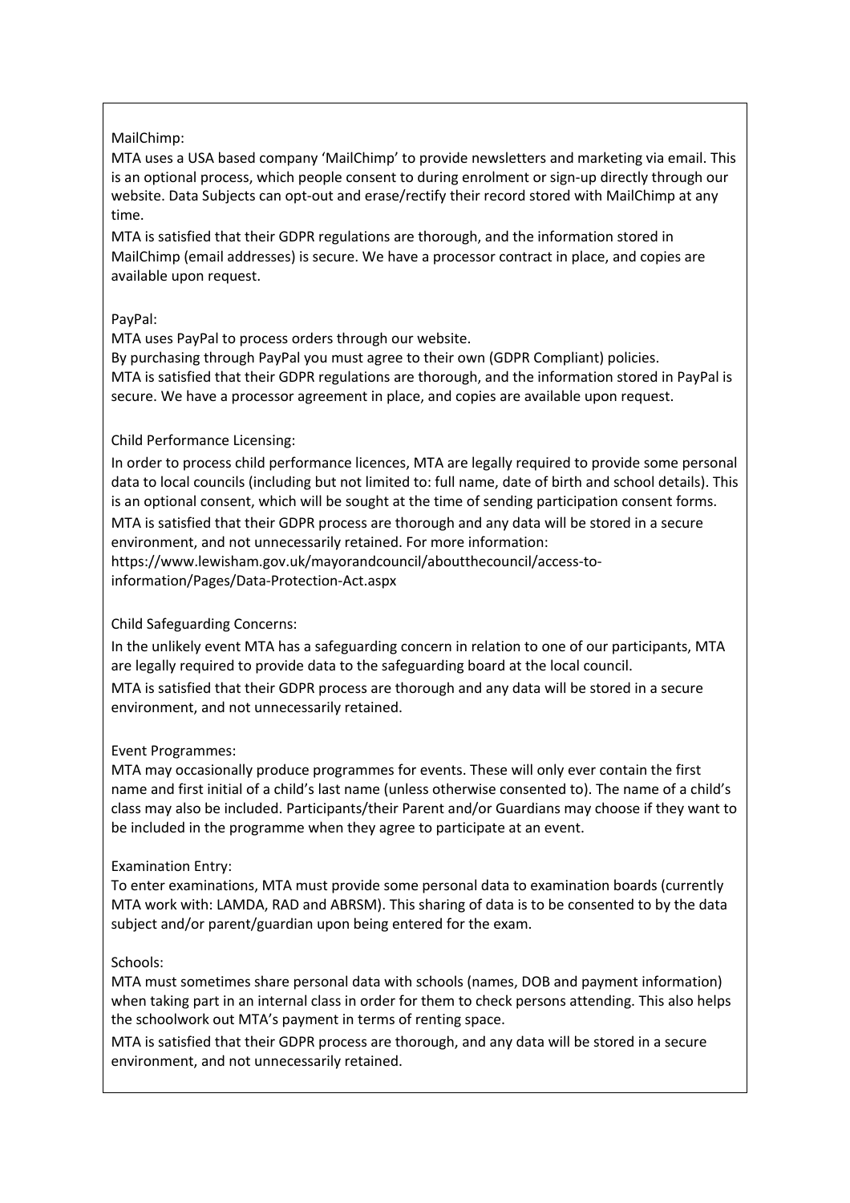MailChimp:

MTA uses a USA based company 'MailChimp' to provide newsletters and marketing via email. This is an optional process, which people consent to during enrolment or sign-up directly through our website. Data Subjects can opt-out and erase/rectify their record stored with MailChimp at any time.

MTA is satisfied that their GDPR regulations are thorough, and the information stored in MailChimp (email addresses) is secure. We have a processor contract in place, and copies are available upon request.

PayPal:

MTA uses PayPal to process orders through our website.

By purchasing through PayPal you must agree to their own (GDPR Compliant) policies.

MTA is satisfied that their GDPR regulations are thorough, and the information stored in PayPal is secure. We have a processor agreement in place, and copies are available upon request.

Child Performance Licensing:

In order to process child performance licences, MTA are legally required to provide some personal data to local councils (including but not limited to: full name, date of birth and school details). This is an optional consent, which will be sought at the time of sending participation consent forms.

MTA is satisfied that their GDPR process are thorough and any data will be stored in a secure environment, and not unnecessarily retained. For more information:
https://www.lewisham.gov.uk/mayorandcouncil/aboutthecouncil/access-to-information/Pages/Data-Protection-Act.aspx

Child Safeguarding Concerns:

In the unlikely event MTA has a safeguarding concern in relation to one of our participants, MTA are legally required to provide data to the safeguarding board at the local council.

MTA is satisfied that their GDPR process are thorough and any data will be stored in a secure environment, and not unnecessarily retained.

Event Programmes:

MTA may occasionally produce programmes for events. These will only ever contain the first name and first initial of a child's last name (unless otherwise consented to). The name of a child's class may also be included. Participants/their Parent and/or Guardians may choose if they want to be included in the programme when they agree to participate at an event.

Examination Entry:

To enter examinations, MTA must provide some personal data to examination boards (currently MTA work with: LAMDA, RAD and ABRSM). This sharing of data is to be consented to by the data subject and/or parent/guardian upon being entered for the exam.

Schools:

MTA must sometimes share personal data with schools (names, DOB and payment information) when taking part in an internal class in order for them to check persons attending. This also helps the schoolwork out MTA's payment in terms of renting space.

MTA is satisfied that their GDPR process are thorough, and any data will be stored in a secure environment, and not unnecessarily retained.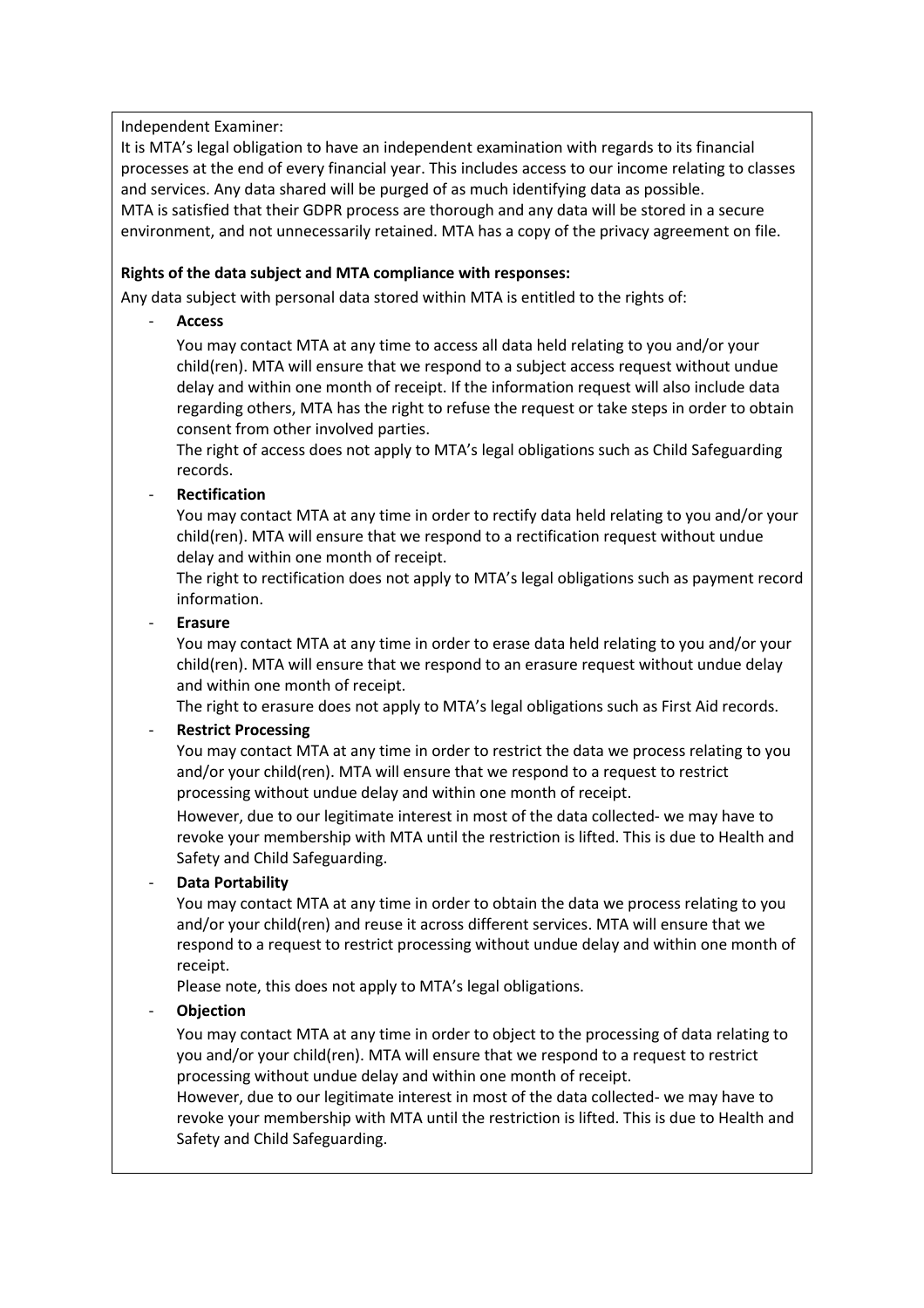Independent Examiner:
It is MTA's legal obligation to have an independent examination with regards to its financial processes at the end of every financial year. This includes access to our income relating to classes and services. Any data shared will be purged of as much identifying data as possible.
MTA is satisfied that their GDPR process are thorough and any data will be stored in a secure environment, and not unnecessarily retained. MTA has a copy of the privacy agreement on file.

**Rights of the data subject and MTA compliance with responses:**

Any data subject with personal data stored within MTA is entitled to the rights of:

- **Access**

  You may contact MTA at any time to access all data held relating to you and/or your child(ren). MTA will ensure that we respond to a subject access request without undue delay and within one month of receipt. If the information request will also include data regarding others, MTA has the right to refuse the request or take steps in order to obtain consent from other involved parties.
  The right of access does not apply to MTA's legal obligations such as Child Safeguarding records.

- **Rectification**

  You may contact MTA at any time in order to rectify data held relating to you and/or your child(ren). MTA will ensure that we respond to a rectification request without undue delay and within one month of receipt.
  The right to rectification does not apply to MTA's legal obligations such as payment record information.

- **Erasure**

  You may contact MTA at any time in order to erase data held relating to you and/or your child(ren). MTA will ensure that we respond to an erasure request without undue delay and within one month of receipt.
  The right to erasure does not apply to MTA's legal obligations such as First Aid records.

- **Restrict Processing**

  You may contact MTA at any time in order to restrict the data we process relating to you and/or your child(ren). MTA will ensure that we respond to a request to restrict processing without undue delay and within one month of receipt.
  However, due to our legitimate interest in most of the data collected- we may have to revoke your membership with MTA until the restriction is lifted. This is due to Health and Safety and Child Safeguarding.

- **Data Portability**

  You may contact MTA at any time in order to obtain the data we process relating to you and/or your child(ren) and reuse it across different services. MTA will ensure that we respond to a request to restrict processing without undue delay and within one month of receipt.
  Please note, this does not apply to MTA's legal obligations.

- **Objection**

  You may contact MTA at any time in order to object to the processing of data relating to you and/or your child(ren). MTA will ensure that we respond to a request to restrict processing without undue delay and within one month of receipt.
  However, due to our legitimate interest in most of the data collected- we may have to revoke your membership with MTA until the restriction is lifted. This is due to Health and Safety and Child Safeguarding.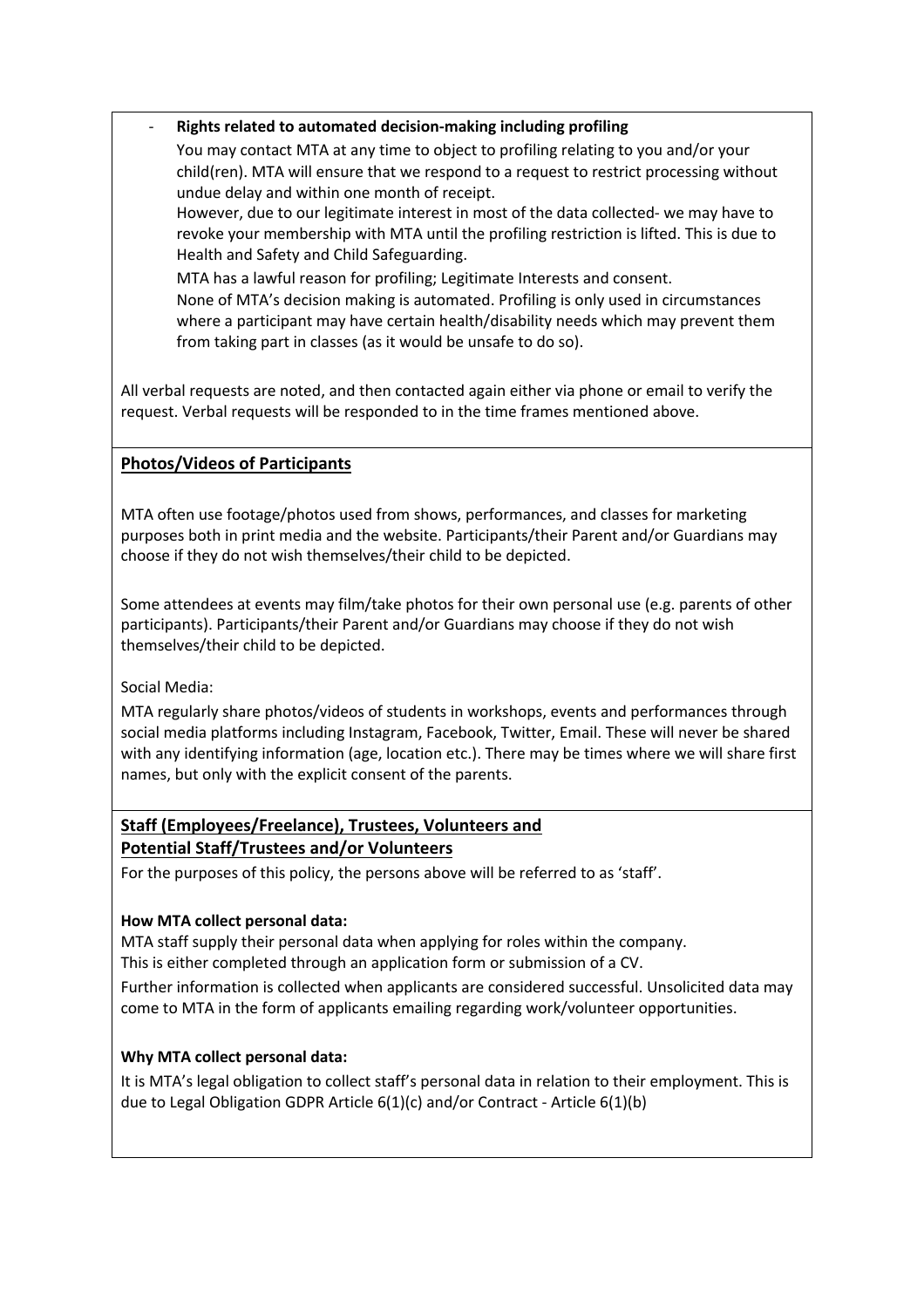- **Rights related to automated decision-making including profiling**

  You may contact MTA at any time to object to profiling relating to you and/or your child(ren). MTA will ensure that we respond to a request to restrict processing without undue delay and within one month of receipt.

  However, due to our legitimate interest in most of the data collected- we may have to revoke your membership with MTA until the profiling restriction is lifted. This is due to Health and Safety and Child Safeguarding.

  MTA has a lawful reason for profiling; Legitimate Interests and consent.

  None of MTA's decision making is automated. Profiling is only used in circumstances where a participant may have certain health/disability needs which may prevent them from taking part in classes (as it would be unsafe to do so).

All verbal requests are noted, and then contacted again either via phone or email to verify the request. Verbal requests will be responded to in the time frames mentioned above.

## <u>Photos/Videos of Participants</u>

MTA often use footage/photos used from shows, performances, and classes for marketing purposes both in print media and the website. Participants/their Parent and/or Guardians may choose if they do not wish themselves/their child to be depicted.

Some attendees at events may film/take photos for their own personal use (e.g. parents of other participants). Participants/their Parent and/or Guardians may choose if they do not wish themselves/their child to be depicted.

Social Media:

MTA regularly share photos/videos of students in workshops, events and performances through social media platforms including Instagram, Facebook, Twitter, Email. These will never be shared with any identifying information (age, location etc.). There may be times where we will share first names, but only with the explicit consent of the parents.

## <u>Staff (Employees/Freelance), Trustees, Volunteers and Potential Staff/Trustees and/or Volunteers</u>

For the purposes of this policy, the persons above will be referred to as 'staff'.

**How MTA collect personal data:**

MTA staff supply their personal data when applying for roles within the company.
This is either completed through an application form or submission of a CV.

Further information is collected when applicants are considered successful. Unsolicited data may come to MTA in the form of applicants emailing regarding work/volunteer opportunities.

**Why MTA collect personal data:**

It is MTA's legal obligation to collect staff's personal data in relation to their employment. This is due to Legal Obligation GDPR Article 6(1)(c) and/or Contract - Article 6(1)(b)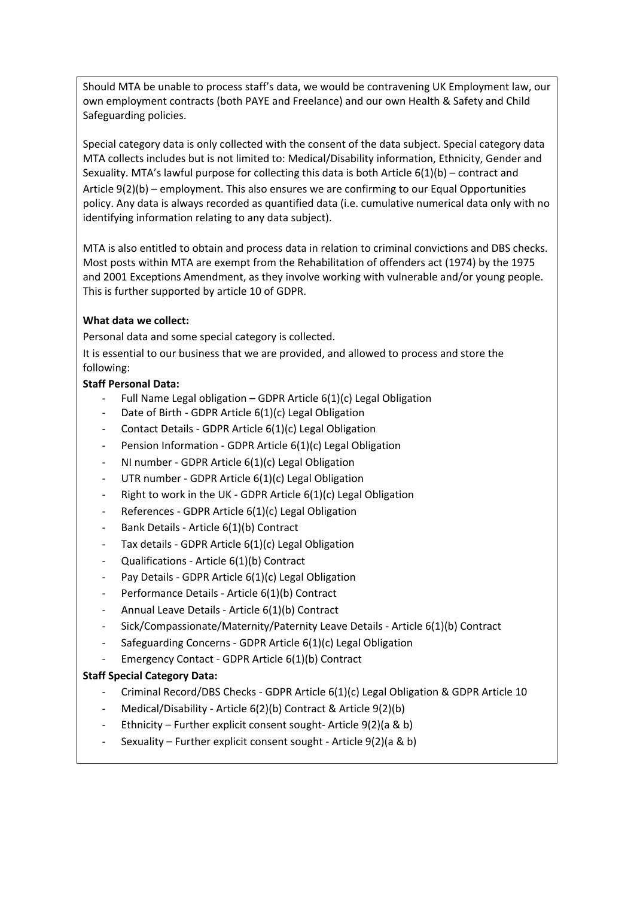Should MTA be unable to process staff's data, we would be contravening UK Employment law, our own employment contracts (both PAYE and Freelance) and our own Health & Safety and Child Safeguarding policies.

Special category data is only collected with the consent of the data subject. Special category data MTA collects includes but is not limited to: Medical/Disability information, Ethnicity, Gender and Sexuality. MTA's lawful purpose for collecting this data is both Article 6(1)(b) – contract and Article 9(2)(b) – employment. This also ensures we are confirming to our Equal Opportunities policy. Any data is always recorded as quantified data (i.e. cumulative numerical data only with no identifying information relating to any data subject).

MTA is also entitled to obtain and process data in relation to criminal convictions and DBS checks. Most posts within MTA are exempt from the Rehabilitation of offenders act (1974) by the 1975 and 2001 Exceptions Amendment, as they involve working with vulnerable and/or young people. This is further supported by article 10 of GDPR.

**What data we collect:**

Personal data and some special category is collected.

It is essential to our business that we are provided, and allowed to process and store the following:

**Staff Personal Data:**

- Full Name Legal obligation – GDPR Article 6(1)(c) Legal Obligation
- Date of Birth - GDPR Article 6(1)(c) Legal Obligation
- Contact Details - GDPR Article 6(1)(c) Legal Obligation
- Pension Information - GDPR Article 6(1)(c) Legal Obligation
- NI number - GDPR Article 6(1)(c) Legal Obligation
- UTR number - GDPR Article 6(1)(c) Legal Obligation
- Right to work in the UK - GDPR Article 6(1)(c) Legal Obligation
- References - GDPR Article 6(1)(c) Legal Obligation
- Bank Details - Article 6(1)(b) Contract
- Tax details - GDPR Article 6(1)(c) Legal Obligation
- Qualifications - Article 6(1)(b) Contract
- Pay Details - GDPR Article 6(1)(c) Legal Obligation
- Performance Details - Article 6(1)(b) Contract
- Annual Leave Details - Article 6(1)(b) Contract
- Sick/Compassionate/Maternity/Paternity Leave Details - Article 6(1)(b) Contract
- Safeguarding Concerns - GDPR Article 6(1)(c) Legal Obligation
- Emergency Contact - GDPR Article 6(1)(b) Contract

**Staff Special Category Data:**

- Criminal Record/DBS Checks - GDPR Article 6(1)(c) Legal Obligation & GDPR Article 10
- Medical/Disability - Article 6(2)(b) Contract & Article 9(2)(b)
- Ethnicity – Further explicit consent sought- Article 9(2)(a & b)
- Sexuality – Further explicit consent sought - Article 9(2)(a & b)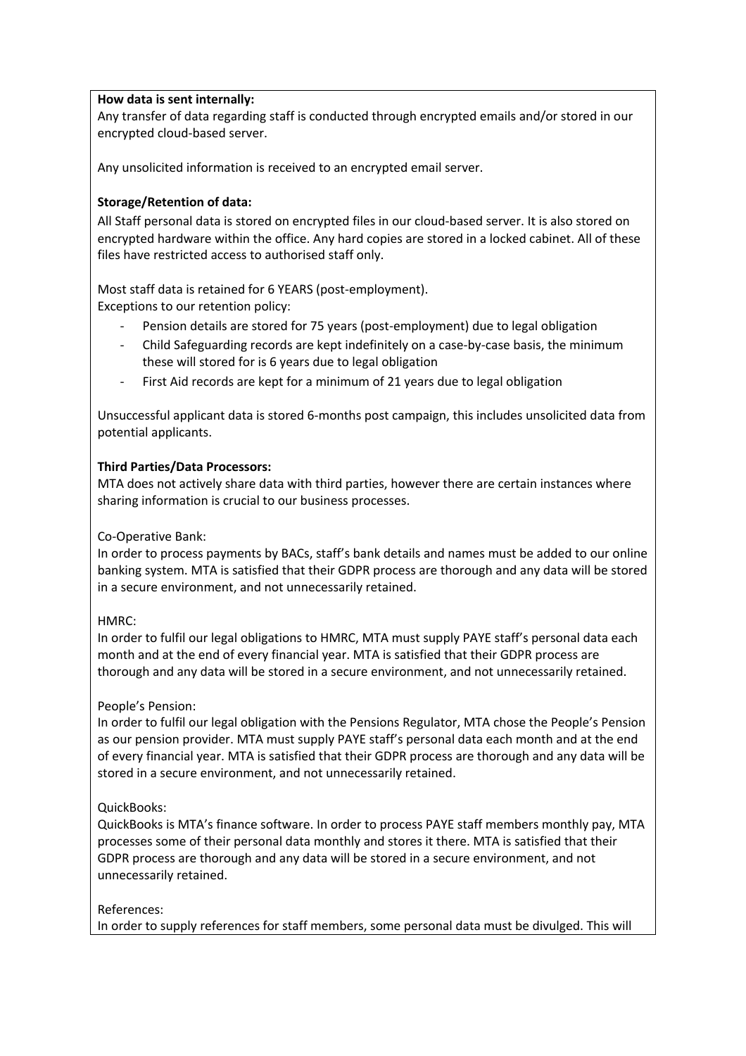**How data is sent internally:**
Any transfer of data regarding staff is conducted through encrypted emails and/or stored in our encrypted cloud-based server.

Any unsolicited information is received to an encrypted email server.

**Storage/Retention of data:**
All Staff personal data is stored on encrypted files in our cloud-based server. It is also stored on encrypted hardware within the office. Any hard copies are stored in a locked cabinet. All of these files have restricted access to authorised staff only.

Most staff data is retained for 6 YEARS (post-employment).
Exceptions to our retention policy:

- Pension details are stored for 75 years (post-employment) due to legal obligation
- Child Safeguarding records are kept indefinitely on a case-by-case basis, the minimum these will stored for is 6 years due to legal obligation
- First Aid records are kept for a minimum of 21 years due to legal obligation

Unsuccessful applicant data is stored 6-months post campaign, this includes unsolicited data from potential applicants.

**Third Parties/Data Processors:**
MTA does not actively share data with third parties, however there are certain instances where sharing information is crucial to our business processes.

Co-Operative Bank:
In order to process payments by BACs, staff's bank details and names must be added to our online banking system. MTA is satisfied that their GDPR process are thorough and any data will be stored in a secure environment, and not unnecessarily retained.

HMRC:
In order to fulfil our legal obligations to HMRC, MTA must supply PAYE staff's personal data each month and at the end of every financial year. MTA is satisfied that their GDPR process are thorough and any data will be stored in a secure environment, and not unnecessarily retained.

People's Pension:
In order to fulfil our legal obligation with the Pensions Regulator, MTA chose the People's Pension as our pension provider. MTA must supply PAYE staff's personal data each month and at the end of every financial year. MTA is satisfied that their GDPR process are thorough and any data will be stored in a secure environment, and not unnecessarily retained.

QuickBooks:
QuickBooks is MTA's finance software. In order to process PAYE staff members monthly pay, MTA processes some of their personal data monthly and stores it there. MTA is satisfied that their GDPR process are thorough and any data will be stored in a secure environment, and not unnecessarily retained.

References:
In order to supply references for staff members, some personal data must be divulged. This will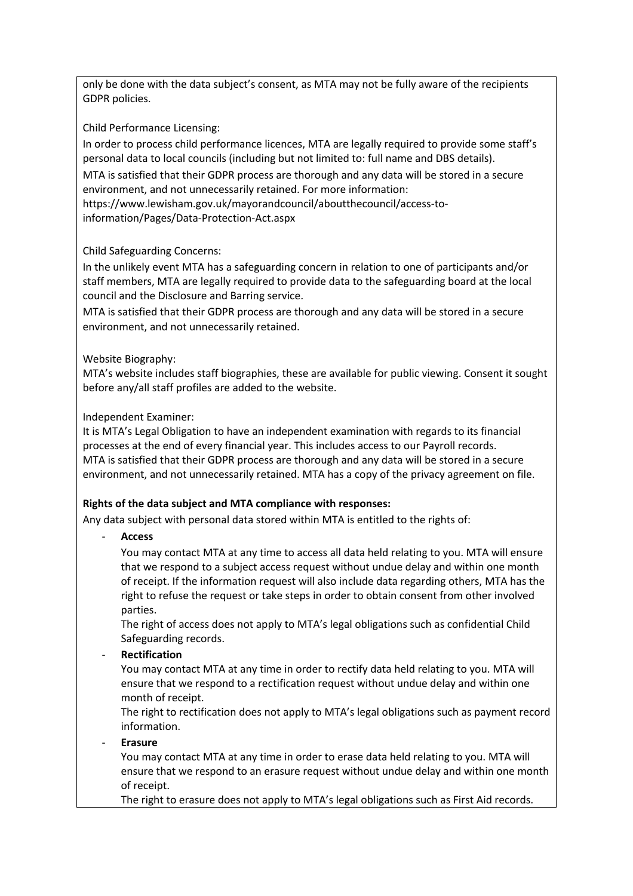only be done with the data subject's consent, as MTA may not be fully aware of the recipients GDPR policies.

Child Performance Licensing:

In order to process child performance licences, MTA are legally required to provide some staff's personal data to local councils (including but not limited to: full name and DBS details).

MTA is satisfied that their GDPR process are thorough and any data will be stored in a secure environment, and not unnecessarily retained. For more information: https://www.lewisham.gov.uk/mayorandcouncil/aboutthecouncil/access-to-information/Pages/Data-Protection-Act.aspx

Child Safeguarding Concerns:

In the unlikely event MTA has a safeguarding concern in relation to one of participants and/or staff members, MTA are legally required to provide data to the safeguarding board at the local council and the Disclosure and Barring service.

MTA is satisfied that their GDPR process are thorough and any data will be stored in a secure environment, and not unnecessarily retained.

Website Biography:

MTA's website includes staff biographies, these are available for public viewing. Consent it sought before any/all staff profiles are added to the website.

Independent Examiner:

It is MTA's Legal Obligation to have an independent examination with regards to its financial processes at the end of every financial year. This includes access to our Payroll records.

MTA is satisfied that their GDPR process are thorough and any data will be stored in a secure environment, and not unnecessarily retained. MTA has a copy of the privacy agreement on file.

**Rights of the data subject and MTA compliance with responses:**

Any data subject with personal data stored within MTA is entitled to the rights of:

- **Access**

  You may contact MTA at any time to access all data held relating to you. MTA will ensure that we respond to a subject access request without undue delay and within one month of receipt. If the information request will also include data regarding others, MTA has the right to refuse the request or take steps in order to obtain consent from other involved parties.

  The right of access does not apply to MTA's legal obligations such as confidential Child Safeguarding records.

- **Rectification**

  You may contact MTA at any time in order to rectify data held relating to you. MTA will ensure that we respond to a rectification request without undue delay and within one month of receipt.

  The right to rectification does not apply to MTA's legal obligations such as payment record information.

- **Erasure**

  You may contact MTA at any time in order to erase data held relating to you. MTA will ensure that we respond to an erasure request without undue delay and within one month of receipt.

  The right to erasure does not apply to MTA's legal obligations such as First Aid records.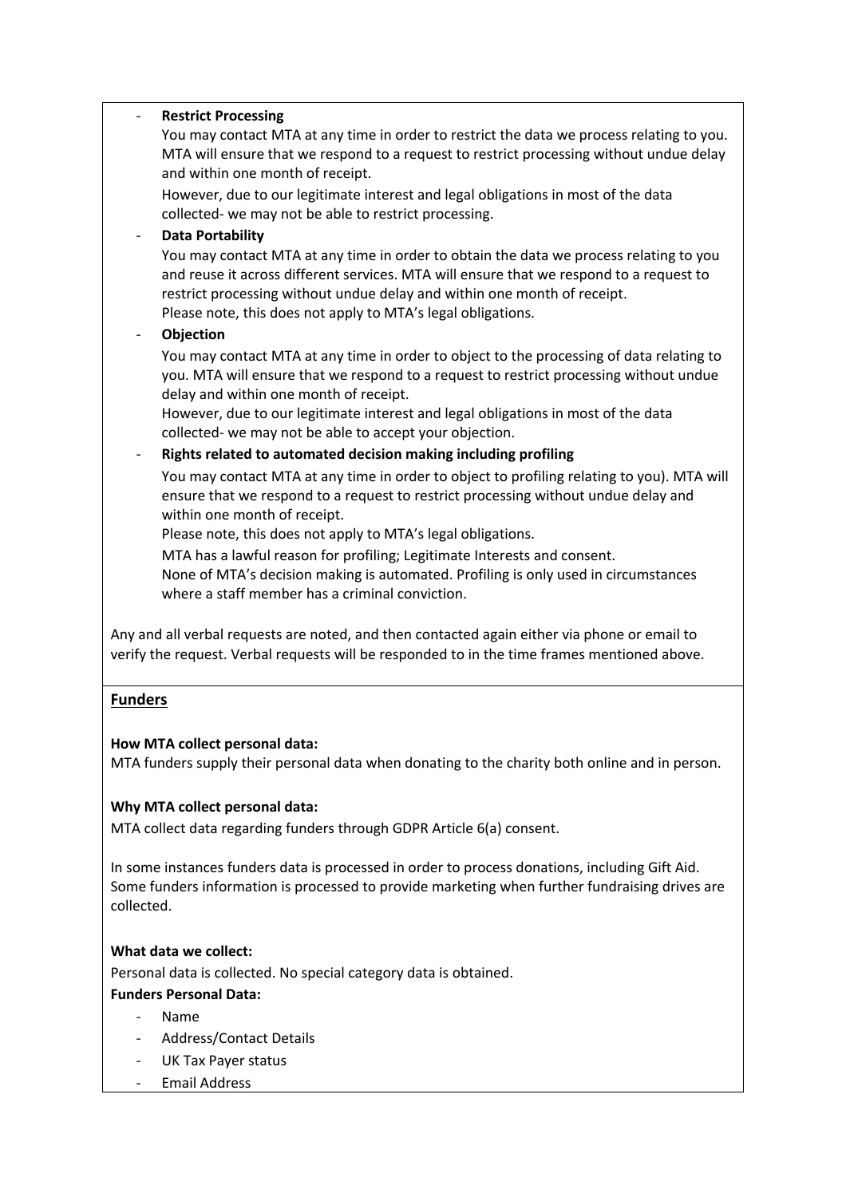- **Restrict Processing**

  You may contact MTA at any time in order to restrict the data we process relating to you. MTA will ensure that we respond to a request to restrict processing without undue delay and within one month of receipt.

  However, due to our legitimate interest and legal obligations in most of the data collected- we may not be able to restrict processing.

- **Data Portability**

  You may contact MTA at any time in order to obtain the data we process relating to you and reuse it across different services. MTA will ensure that we respond to a request to restrict processing without undue delay and within one month of receipt.
  Please note, this does not apply to MTA's legal obligations.

- **Objection**

  You may contact MTA at any time in order to object to the processing of data relating to you. MTA will ensure that we respond to a request to restrict processing without undue delay and within one month of receipt.
  However, due to our legitimate interest and legal obligations in most of the data collected- we may not be able to accept your objection.

- **Rights related to automated decision making including profiling**

  You may contact MTA at any time in order to object to profiling relating to you). MTA will ensure that we respond to a request to restrict processing without undue delay and within one month of receipt.

  Please note, this does not apply to MTA's legal obligations.

  MTA has a lawful reason for profiling; Legitimate Interests and consent.
  None of MTA's decision making is automated. Profiling is only used in circumstances where a staff member has a criminal conviction.

Any and all verbal requests are noted, and then contacted again either via phone or email to verify the request. Verbal requests will be responded to in the time frames mentioned above.

## Funders

**How MTA collect personal data:**
MTA funders supply their personal data when donating to the charity both online and in person.

**Why MTA collect personal data:**
MTA collect data regarding funders through GDPR Article 6(a) consent.

In some instances funders data is processed in order to process donations, including Gift Aid. Some funders information is processed to provide marketing when further fundraising drives are collected.

**What data we collect:**
Personal data is collected. No special category data is obtained.

**Funders Personal Data:**

- Name
- Address/Contact Details
- UK Tax Payer status
- Email Address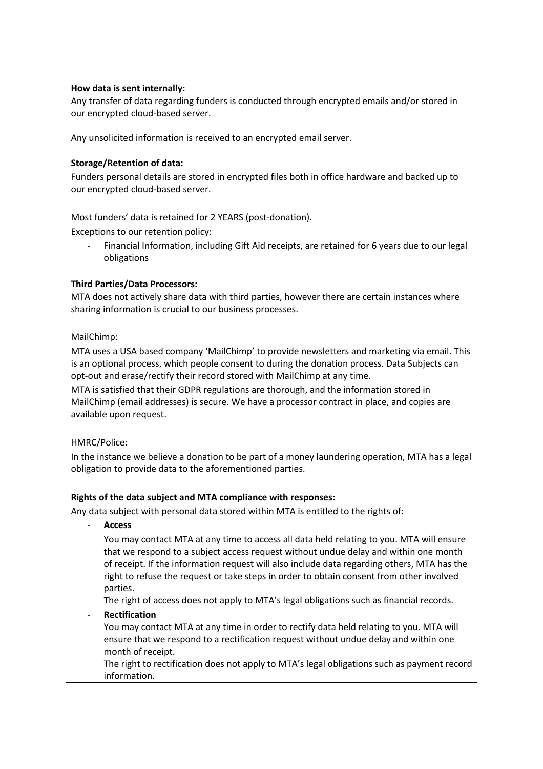**How data is sent internally:**
Any transfer of data regarding funders is conducted through encrypted emails and/or stored in our encrypted cloud-based server.

Any unsolicited information is received to an encrypted email server.

**Storage/Retention of data:**
Funders personal details are stored in encrypted files both in office hardware and backed up to our encrypted cloud-based server.

Most funders' data is retained for 2 YEARS (post-donation).

Exceptions to our retention policy:

- Financial Information, including Gift Aid receipts, are retained for 6 years due to our legal obligations

**Third Parties/Data Processors:**
MTA does not actively share data with third parties, however there are certain instances where sharing information is crucial to our business processes.

MailChimp:
MTA uses a USA based company 'MailChimp' to provide newsletters and marketing via email. This is an optional process, which people consent to during the donation process. Data Subjects can opt-out and erase/rectify their record stored with MailChimp at any time.
MTA is satisfied that their GDPR regulations are thorough, and the information stored in MailChimp (email addresses) is secure. We have a processor contract in place, and copies are available upon request.

HMRC/Police:
In the instance we believe a donation to be part of a money laundering operation, MTA has a legal obligation to provide data to the aforementioned parties.

**Rights of the data subject and MTA compliance with responses:**
Any data subject with personal data stored within MTA is entitled to the rights of:

- **Access**
  You may contact MTA at any time to access all data held relating to you. MTA will ensure that we respond to a subject access request without undue delay and within one month of receipt. If the information request will also include data regarding others, MTA has the right to refuse the request or take steps in order to obtain consent from other involved parties.
  The right of access does not apply to MTA's legal obligations such as financial records.
- **Rectification**
  You may contact MTA at any time in order to rectify data held relating to you. MTA will ensure that we respond to a rectification request without undue delay and within one month of receipt.
  The right to rectification does not apply to MTA's legal obligations such as payment record information.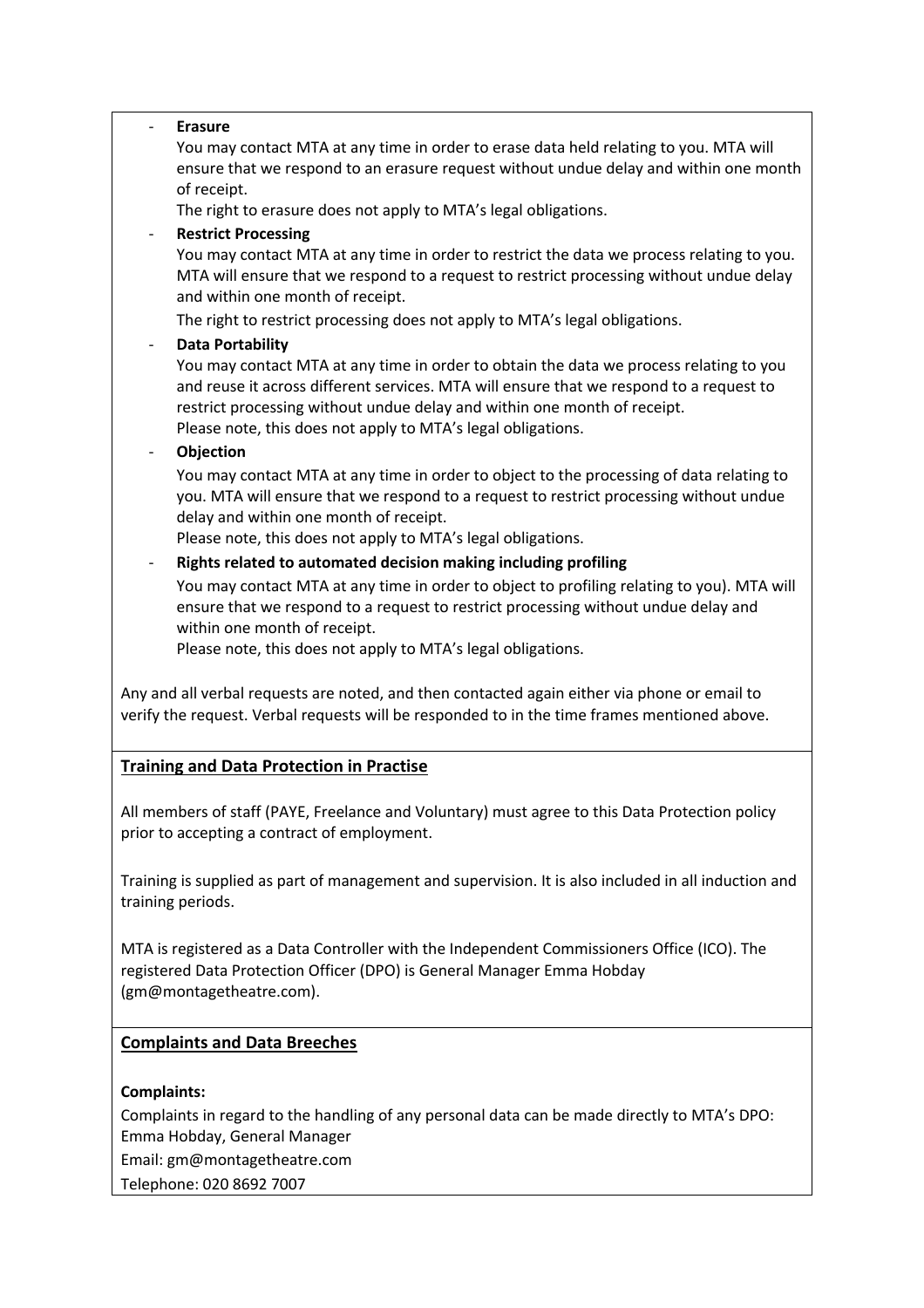- **Erasure**
  You may contact MTA at any time in order to erase data held relating to you. MTA will ensure that we respond to an erasure request without undue delay and within one month of receipt.
  The right to erasure does not apply to MTA's legal obligations.
- **Restrict Processing**
  You may contact MTA at any time in order to restrict the data we process relating to you. MTA will ensure that we respond to a request to restrict processing without undue delay and within one month of receipt.
  The right to restrict processing does not apply to MTA's legal obligations.
- **Data Portability**
  You may contact MTA at any time in order to obtain the data we process relating to you and reuse it across different services. MTA will ensure that we respond to a request to restrict processing without undue delay and within one month of receipt.
  Please note, this does not apply to MTA's legal obligations.
- **Objection**
  You may contact MTA at any time in order to object to the processing of data relating to you. MTA will ensure that we respond to a request to restrict processing without undue delay and within one month of receipt.
  Please note, this does not apply to MTA's legal obligations.
- **Rights related to automated decision making including profiling**
  You may contact MTA at any time in order to object to profiling relating to you). MTA will ensure that we respond to a request to restrict processing without undue delay and within one month of receipt.
  Please note, this does not apply to MTA's legal obligations.

Any and all verbal requests are noted, and then contacted again either via phone or email to verify the request. Verbal requests will be responded to in the time frames mentioned above.

## Training and Data Protection in Practise

All members of staff (PAYE, Freelance and Voluntary) must agree to this Data Protection policy prior to accepting a contract of employment.

Training is supplied as part of management and supervision. It is also included in all induction and training periods.

MTA is registered as a Data Controller with the Independent Commissioners Office (ICO). The registered Data Protection Officer (DPO) is General Manager Emma Hobday (gm@montagetheatre.com).

## Complaints and Data Breeches

**Complaints:**

Complaints in regard to the handling of any personal data can be made directly to MTA's DPO: Emma Hobday, General Manager

Email: gm@montagetheatre.com

Telephone: 020 8692 7007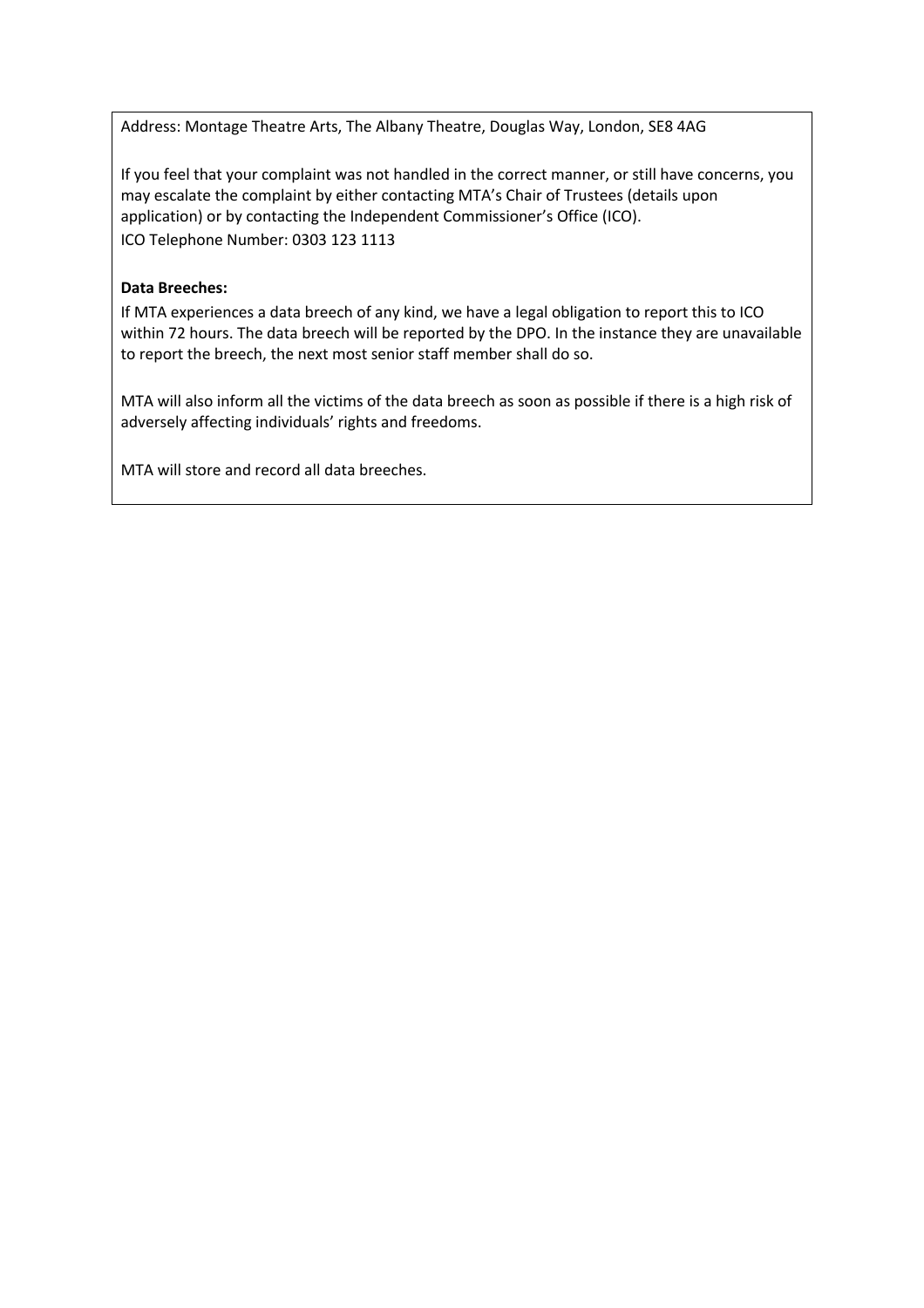Address: Montage Theatre Arts, The Albany Theatre, Douglas Way, London, SE8 4AG

If you feel that your complaint was not handled in the correct manner, or still have concerns, you may escalate the complaint by either contacting MTA's Chair of Trustees (details upon application) or by contacting the Independent Commissioner's Office (ICO).
ICO Telephone Number: 0303 123 1113

**Data Breeches:**

If MTA experiences a data breech of any kind, we have a legal obligation to report this to ICO within 72 hours. The data breech will be reported by the DPO. In the instance they are unavailable to report the breech, the next most senior staff member shall do so.

MTA will also inform all the victims of the data breech as soon as possible if there is a high risk of adversely affecting individuals' rights and freedoms.

MTA will store and record all data breeches.